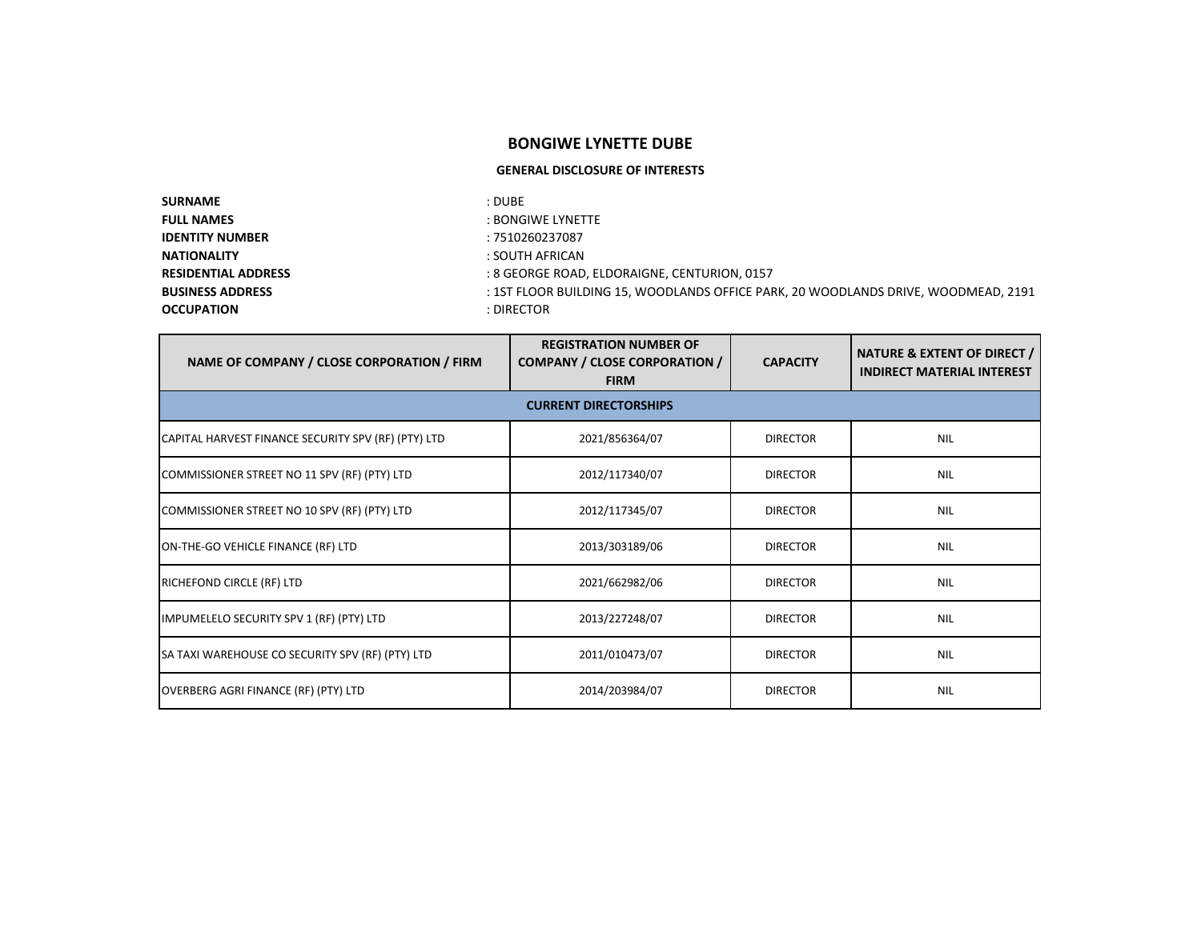# BONGIWE LYNETTE DUBE

## GENERAL DISCLOSURE OF INTERESTS

**SURNAME** : DUBE
**FULL NAMES** : BONGIWE LYNETTE
**IDENTITY NUMBER** : 7510260237087
**NATIONALITY** : SOUTH AFRICAN
**RESIDENTIAL ADDRESS** : 8 GEORGE ROAD, ELDORAIGNE, CENTURION, 0157
**BUSINESS ADDRESS** : 1ST FLOOR BUILDING 15, WOODLANDS OFFICE PARK, 20 WOODLANDS DRIVE, WOODMEAD, 2191
**OCCUPATION** : DIRECTOR

| NAME OF COMPANY / CLOSE CORPORATION / FIRM | REGISTRATION NUMBER OF COMPANY / CLOSE CORPORATION / FIRM | CAPACITY | NATURE & EXTENT OF DIRECT / INDIRECT MATERIAL INTEREST |
|---|---|---|---|
| **CURRENT DIRECTORSHIPS** | | | |
| CAPITAL HARVEST FINANCE SECURITY SPV (RF) (PTY) LTD | 2021/856364/07 | DIRECTOR | NIL |
| COMMISSIONER STREET NO 11 SPV (RF) (PTY) LTD | 2012/117340/07 | DIRECTOR | NIL |
| COMMISSIONER STREET NO 10 SPV (RF) (PTY) LTD | 2012/117345/07 | DIRECTOR | NIL |
| ON-THE-GO VEHICLE FINANCE (RF) LTD | 2013/303189/06 | DIRECTOR | NIL |
| RICHEFOND CIRCLE (RF) LTD | 2021/662982/06 | DIRECTOR | NIL |
| IMPUMELELO SECURITY SPV 1 (RF) (PTY) LTD | 2013/227248/07 | DIRECTOR | NIL |
| SA TAXI WAREHOUSE CO SECURITY SPV (RF) (PTY) LTD | 2011/010473/07 | DIRECTOR | NIL |
| OVERBERG AGRI FINANCE (RF) (PTY) LTD | 2014/203984/07 | DIRECTOR | NIL |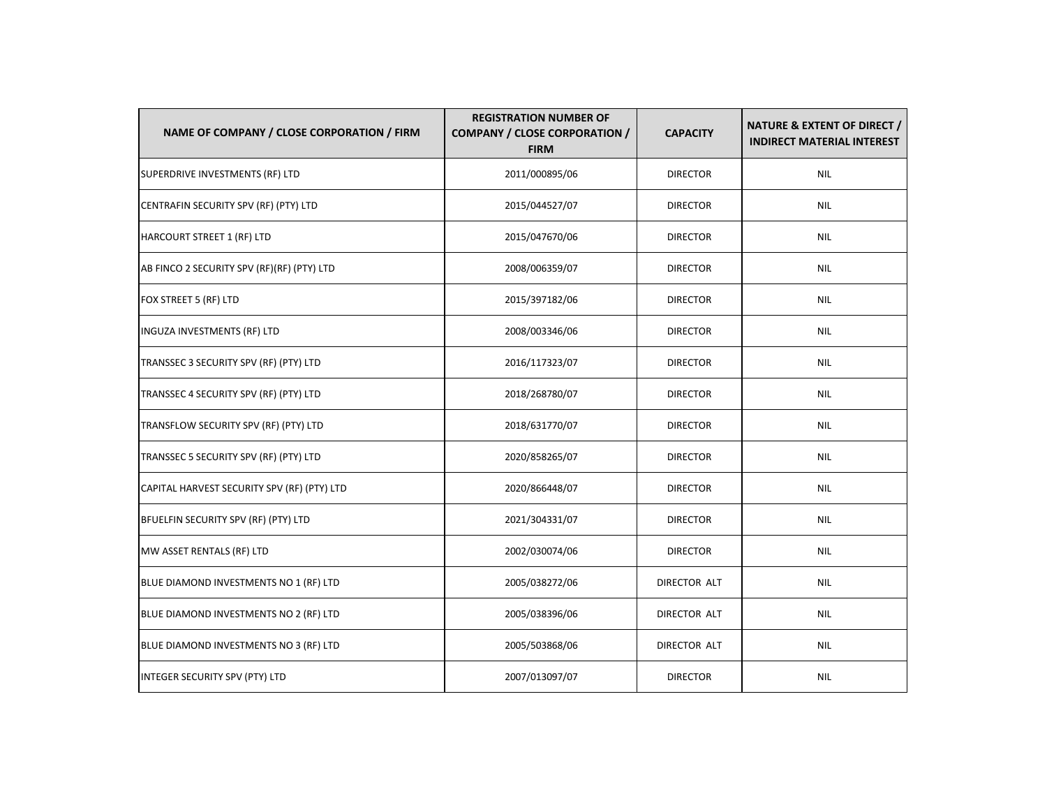| NAME OF COMPANY / CLOSE CORPORATION / FIRM | REGISTRATION NUMBER OF COMPANY / CLOSE CORPORATION / FIRM | CAPACITY | NATURE & EXTENT OF DIRECT / INDIRECT MATERIAL INTEREST |
|---|---|---|---|
| SUPERDRIVE INVESTMENTS (RF) LTD | 2011/000895/06 | DIRECTOR | NIL |
| CENTRAFIN SECURITY SPV (RF) (PTY) LTD | 2015/044527/07 | DIRECTOR | NIL |
| HARCOURT STREET 1 (RF) LTD | 2015/047670/06 | DIRECTOR | NIL |
| AB FINCO 2 SECURITY SPV (RF)(RF) (PTY) LTD | 2008/006359/07 | DIRECTOR | NIL |
| FOX STREET 5 (RF) LTD | 2015/397182/06 | DIRECTOR | NIL |
| INGUZA INVESTMENTS (RF) LTD | 2008/003346/06 | DIRECTOR | NIL |
| TRANSSEC 3 SECURITY SPV (RF) (PTY) LTD | 2016/117323/07 | DIRECTOR | NIL |
| TRANSSEC 4 SECURITY SPV (RF) (PTY) LTD | 2018/268780/07 | DIRECTOR | NIL |
| TRANSFLOW SECURITY SPV (RF) (PTY) LTD | 2018/631770/07 | DIRECTOR | NIL |
| TRANSSEC 5 SECURITY SPV (RF) (PTY) LTD | 2020/858265/07 | DIRECTOR | NIL |
| CAPITAL HARVEST SECURITY SPV (RF) (PTY) LTD | 2020/866448/07 | DIRECTOR | NIL |
| BFUELFIN SECURITY SPV (RF) (PTY) LTD | 2021/304331/07 | DIRECTOR | NIL |
| MW ASSET RENTALS (RF) LTD | 2002/030074/06 | DIRECTOR | NIL |
| BLUE DIAMOND INVESTMENTS NO 1 (RF) LTD | 2005/038272/06 | DIRECTOR ALT | NIL |
| BLUE DIAMOND INVESTMENTS NO 2 (RF) LTD | 2005/038396/06 | DIRECTOR ALT | NIL |
| BLUE DIAMOND INVESTMENTS NO 3 (RF) LTD | 2005/503868/06 | DIRECTOR ALT | NIL |
| INTEGER SECURITY SPV (PTY) LTD | 2007/013097/07 | DIRECTOR | NIL |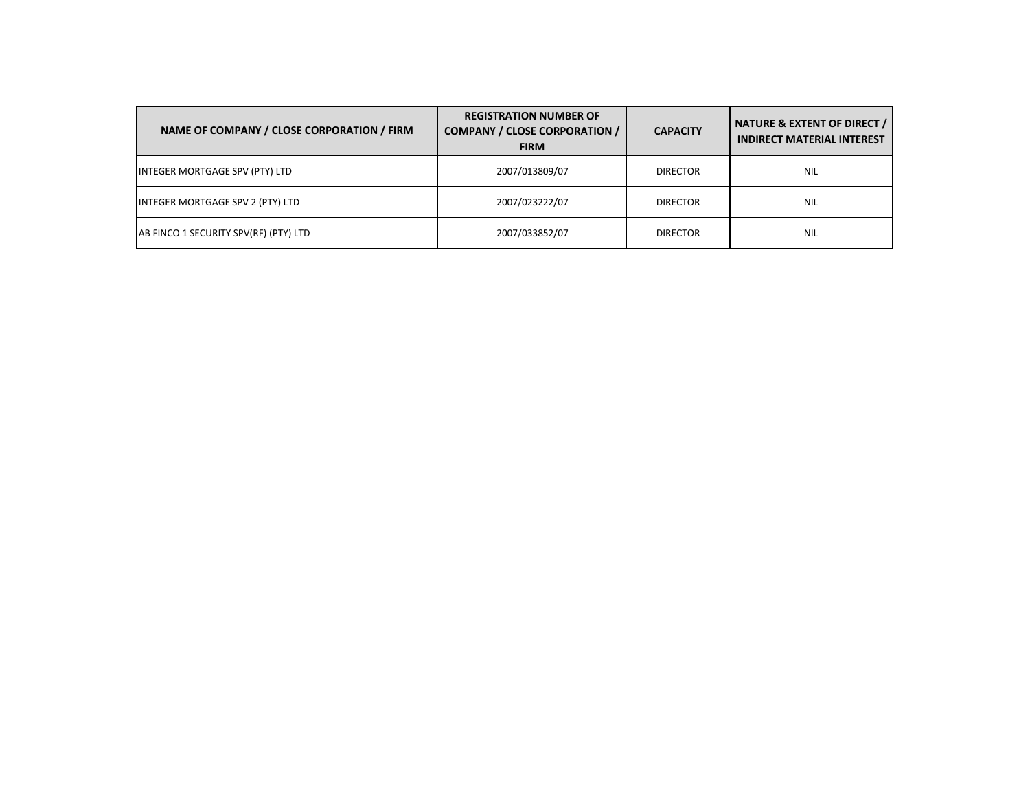| NAME OF COMPANY / CLOSE CORPORATION / FIRM | REGISTRATION NUMBER OF COMPANY / CLOSE CORPORATION / FIRM | CAPACITY | NATURE & EXTENT OF DIRECT / INDIRECT MATERIAL INTEREST |
|---|---|---|---|
| INTEGER MORTGAGE SPV (PTY) LTD | 2007/013809/07 | DIRECTOR | NIL |
| INTEGER MORTGAGE SPV 2 (PTY) LTD | 2007/023222/07 | DIRECTOR | NIL |
| AB FINCO 1 SECURITY SPV(RF) (PTY) LTD | 2007/033852/07 | DIRECTOR | NIL |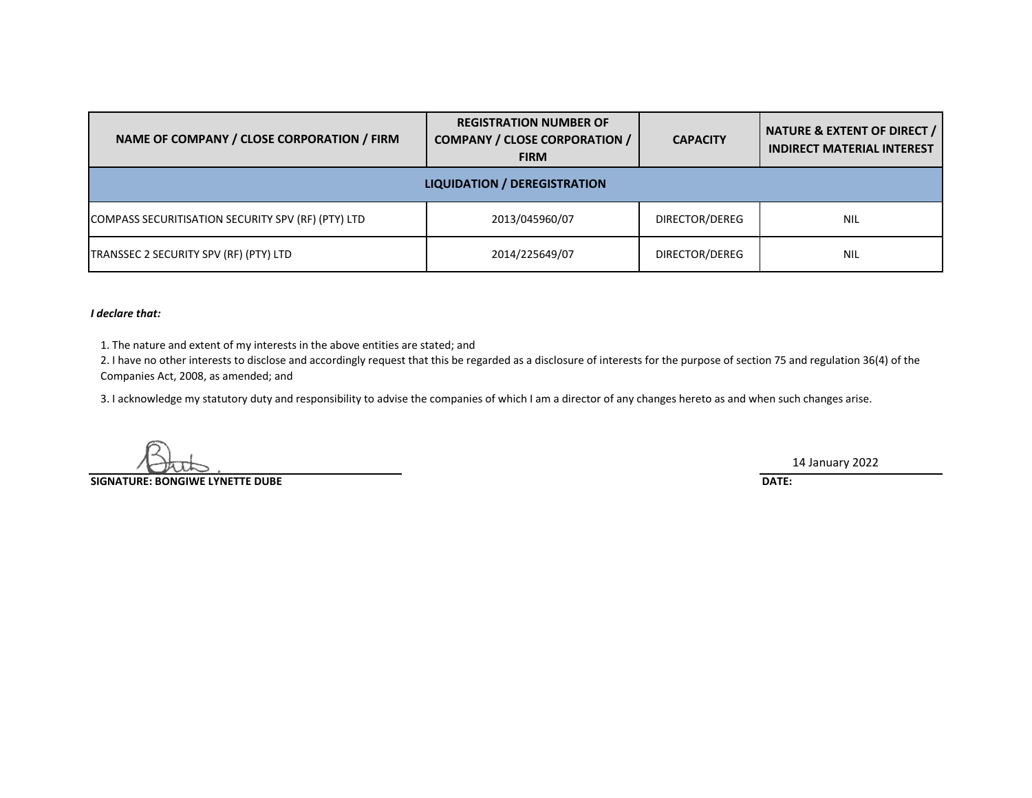| NAME OF COMPANY / CLOSE CORPORATION / FIRM | REGISTRATION NUMBER OF COMPANY / CLOSE CORPORATION / FIRM | CAPACITY | NATURE & EXTENT OF DIRECT / INDIRECT MATERIAL INTEREST |
|---|---|---|---|
| **LIQUIDATION / DEREGISTRATION** | | | |
| COMPASS SECURITISATION SECURITY SPV (RF) (PTY) LTD | 2013/045960/07 | DIRECTOR/DEREG | NIL |
| TRANSSEC 2 SECURITY SPV (RF) (PTY) LTD | 2014/225649/07 | DIRECTOR/DEREG | NIL |

***I declare that:***

1. The nature and extent of my interests in the above entities are stated; and
2. I have no other interests to disclose and accordingly request that this be regarded as a disclosure of interests for the purpose of section 75 and regulation 36(4) of the Companies Act, 2008, as amended; and
3. I acknowledge my statutory duty and responsibility to advise the companies of which I am a director of any changes hereto as and when such changes arise.

**SIGNATURE: BONGIWE LYNETTE DUBE**

**DATE:** 14 January 2022